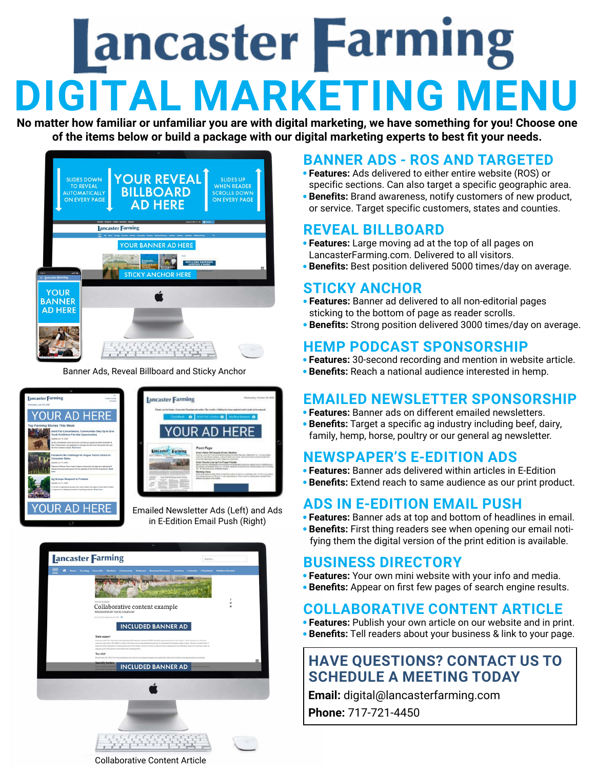# Lancaster Farming

# DIGITAL MARKETING MENU

**No matter how familiar or unfamiliar you are with digital marketing, we have something for you! Choose one of the items below or build a package with our digital marketing experts to best fit your needs.**

Banner Ads, Reveal Billboard and Sticky Anchor

Emailed Newsletter Ads (Left) and Ads in E-Edition Email Push (Right)

Collaborative Content Article

## BANNER ADS - ROS AND TARGETED

- **Features:** Ads delivered to either entire website (ROS) or specific sections. Can also target a specific geographic area.
- **Benefits:** Brand awareness, notify customers of new product, or service. Target specific customers, states and counties.

## REVEAL BILLBOARD

- **Features:** Large moving ad at the top of all pages on LancasterFarming.com. Delivered to all visitors.
- **Benefits:** Best position delivered 5000 times/day on average.

## STICKY ANCHOR

- **Features:** Banner ad delivered to all non-editorial pages sticking to the bottom of page as reader scrolls.
- **Benefits:** Strong position delivered 3000 times/day on average.

## HEMP PODCAST SPONSORSHIP

- **Features:** 30-second recording and mention in website article.
- **Benefits:** Reach a national audience interested in hemp.

## EMAILED NEWSLETTER SPONSORSHIP

- **Features:** Banner ads on different emailed newsletters.
- **Benefits:** Target a specific ag industry including beef, dairy, family, hemp, horse, poultry or our general ag newsletter.

## NEWSPAPER'S E-EDITION ADS

- **Features:** Banner ads delivered within articles in E-Edition
- **Benefits:** Extend reach to same audience as our print product.

## ADS IN E-EDITION EMAIL PUSH

- **Features:** Banner ads at top and bottom of headlines in email.
- **Benefits:** First thing readers see when opening our email notifying them the digital version of the print edition is available.

## BUSINESS DIRECTORY

- **Features:** Your own mini website with your info and media.
- **Benefits:** Appear on first few pages of search engine results.

## COLLABORATIVE CONTENT ARTICLE

- **Features:** Publish your own article on our website and in print.
- **Benefits:** Tell readers about your business & link to your page.

## HAVE QUESTIONS? CONTACT US TO SCHEDULE A MEETING TODAY

**Email:** digital@lancasterfarming.com

**Phone:** 717-721-4450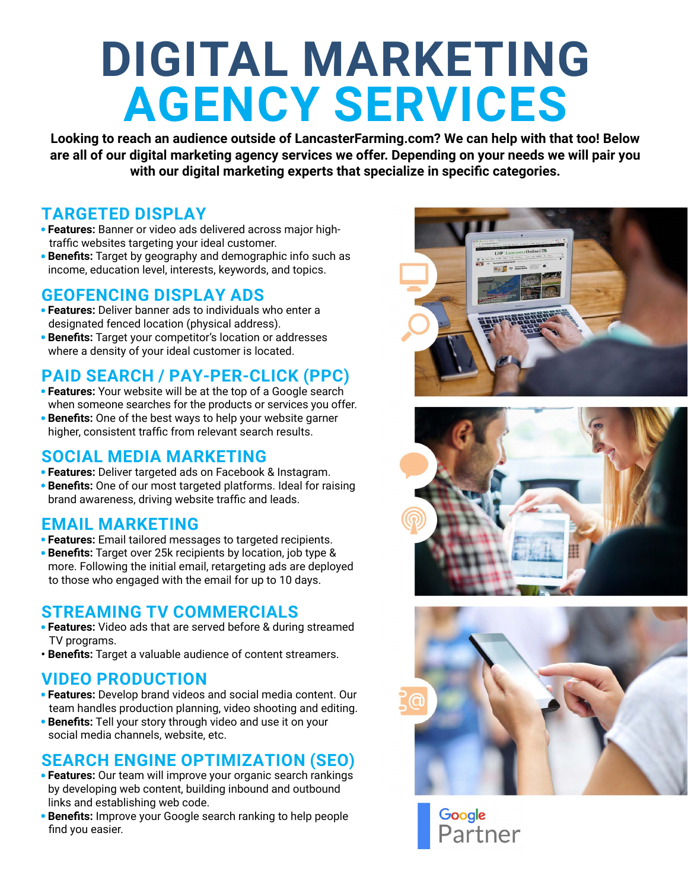# DIGITAL MARKETING AGENCY SERVICES

**Looking to reach an audience outside of LancasterFarming.com? We can help with that too! Below are all of our digital marketing agency services we offer. Depending on your needs we will pair you with our digital marketing experts that specialize in specific categories.**

## TARGETED DISPLAY

- **Features:** Banner or video ads delivered across major high-traffic websites targeting your ideal customer.
- **Benefits:** Target by geography and demographic info such as income, education level, interests, keywords, and topics.

## GEOFENCING DISPLAY ADS

- **Features:** Deliver banner ads to individuals who enter a designated fenced location (physical address).
- **Benefits:** Target your competitor's location or addresses where a density of your ideal customer is located.

## PAID SEARCH / PAY-PER-CLICK (PPC)

- **Features:** Your website will be at the top of a Google search when someone searches for the products or services you offer.
- **Benefits:** One of the best ways to help your website garner higher, consistent traffic from relevant search results.

## SOCIAL MEDIA MARKETING

- **Features:** Deliver targeted ads on Facebook & Instagram.
- **Benefits:** One of our most targeted platforms. Ideal for raising brand awareness, driving website traffic and leads.

## EMAIL MARKETING

- **Features:** Email tailored messages to targeted recipients.
- **Benefits:** Target over 25k recipients by location, job type & more. Following the initial email, retargeting ads are deployed to those who engaged with the email for up to 10 days.

## STREAMING TV COMMERCIALS

- **Features:** Video ads that are served before & during streamed TV programs.
- **Benefits:** Target a valuable audience of content streamers.

## VIDEO PRODUCTION

- **Features:** Develop brand videos and social media content. Our team handles production planning, video shooting and editing.
- **Benefits:** Tell your story through video and use it on your social media channels, website, etc.

## SEARCH ENGINE OPTIMIZATION (SEO)

- **Features:** Our team will improve your organic search rankings by developing web content, building inbound and outbound links and establishing web code.
- **Benefits:** Improve your Google search ranking to help people find you easier.

Google Partner